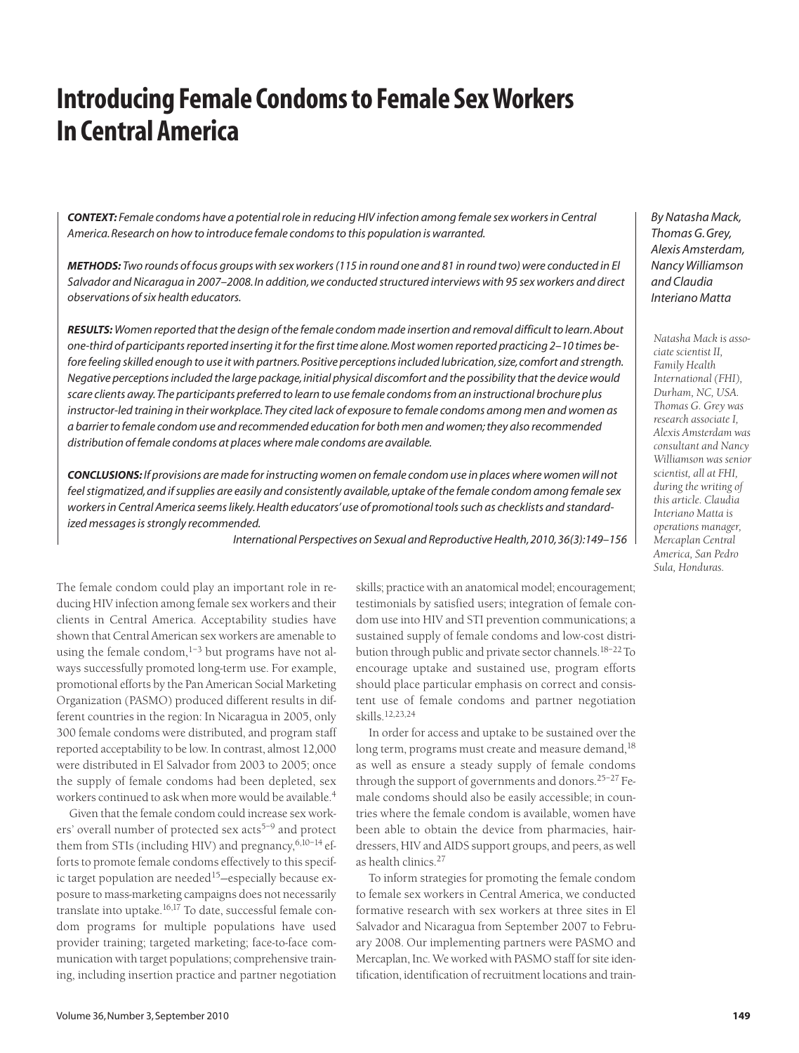# Introducing Female Condoms to Female Sex Workers In Central America

*By Natasha Mack, Thomas G. Grey, Alexis Amsterdam, Nancy Williamson and Claudia Interiano Matta*

*Natasha Mack is associate scientist II, Family Health International (FHI), Durham, NC, USA. Thomas G. Grey was research associate I, Alexis Amsterdam was consultant and Nancy Williamson was senior scientist, all at FHI, during the writing of this article. Claudia Interiano Matta is operations manager, Mercaplan Central America, San Pedro Sula, Honduras.*

***CONTEXT:*** *Female condoms have a potential role in reducing HIV infection among female sex workers in Central America. Research on how to introduce female condoms to this population is warranted.*

***METHODS:*** *Two rounds of focus groups with sex workers (115 in round one and 81 in round two) were conducted in El Salvador and Nicaragua in 2007–2008. In addition, we conducted structured interviews with 95 sex workers and direct observations of six health educators.*

***RESULTS:*** *Women reported that the design of the female condom made insertion and removal difficult to learn. About one-third of participants reported inserting it for the first time alone. Most women reported practicing 2–10 times before feeling skilled enough to use it with partners. Positive perceptions included lubrication, size, comfort and strength. Negative perceptions included the large package, initial physical discomfort and the possibility that the device would scare clients away. The participants preferred to learn to use female condoms from an instructional brochure plus instructor-led training in their workplace. They cited lack of exposure to female condoms among men and women as a barrier to female condom use and recommended education for both men and women; they also recommended distribution of female condoms at places where male condoms are available.*

***CONCLUSIONS:*** *If provisions are made for instructing women on female condom use in places where women will not feel stigmatized, and if supplies are easily and consistently available, uptake of the female condom among female sex workers in Central America seems likely. Health educators' use of promotional tools such as checklists and standardized messages is strongly recommended.*

*International Perspectives on Sexual and Reproductive Health, 2010, 36(3):149–156*

The female condom could play an important role in reducing HIV infection among female sex workers and their clients in Central America. Acceptability studies have shown that Central American sex workers are amenable to using the female condom,[1–3] but programs have not always successfully promoted long-term use. For example, promotional efforts by the Pan American Social Marketing Organization (PASMO) produced different results in different countries in the region: In Nicaragua in 2005, only 300 female condoms were distributed, and program staff reported acceptability to be low. In contrast, almost 12,000 were distributed in El Salvador from 2003 to 2005; once the supply of female condoms had been depleted, sex workers continued to ask when more would be available.[4]

Given that the female condom could increase sex workers' overall number of protected sex acts[5–9] and protect them from STIs (including HIV) and pregnancy,[6,10–14] efforts to promote female condoms effectively to this specific target population are needed[15]—especially because exposure to mass-marketing campaigns does not necessarily translate into uptake.[16,17] To date, successful female condom programs for multiple populations have used provider training; targeted marketing; face-to-face communication with target populations; comprehensive training, including insertion practice and partner negotiation skills; practice with an anatomical model; encouragement; testimonials by satisfied users; integration of female condom use into HIV and STI prevention communications; a sustained supply of female condoms and low-cost distribution through public and private sector channels.[18–22] To encourage uptake and sustained use, program efforts should place particular emphasis on correct and consistent use of female condoms and partner negotiation skills.[12,23,24]

In order for access and uptake to be sustained over the long term, programs must create and measure demand,[18] as well as ensure a steady supply of female condoms through the support of governments and donors.[25–27] Female condoms should also be easily accessible; in countries where the female condom is available, women have been able to obtain the device from pharmacies, hairdressers, HIV and AIDS support groups, and peers, as well as health clinics.[27]

To inform strategies for promoting the female condom to female sex workers in Central America, we conducted formative research with sex workers at three sites in El Salvador and Nicaragua from September 2007 to February 2008. Our implementing partners were PASMO and Mercaplan, Inc. We worked with PASMO staff for site identification, identification of recruitment locations and train-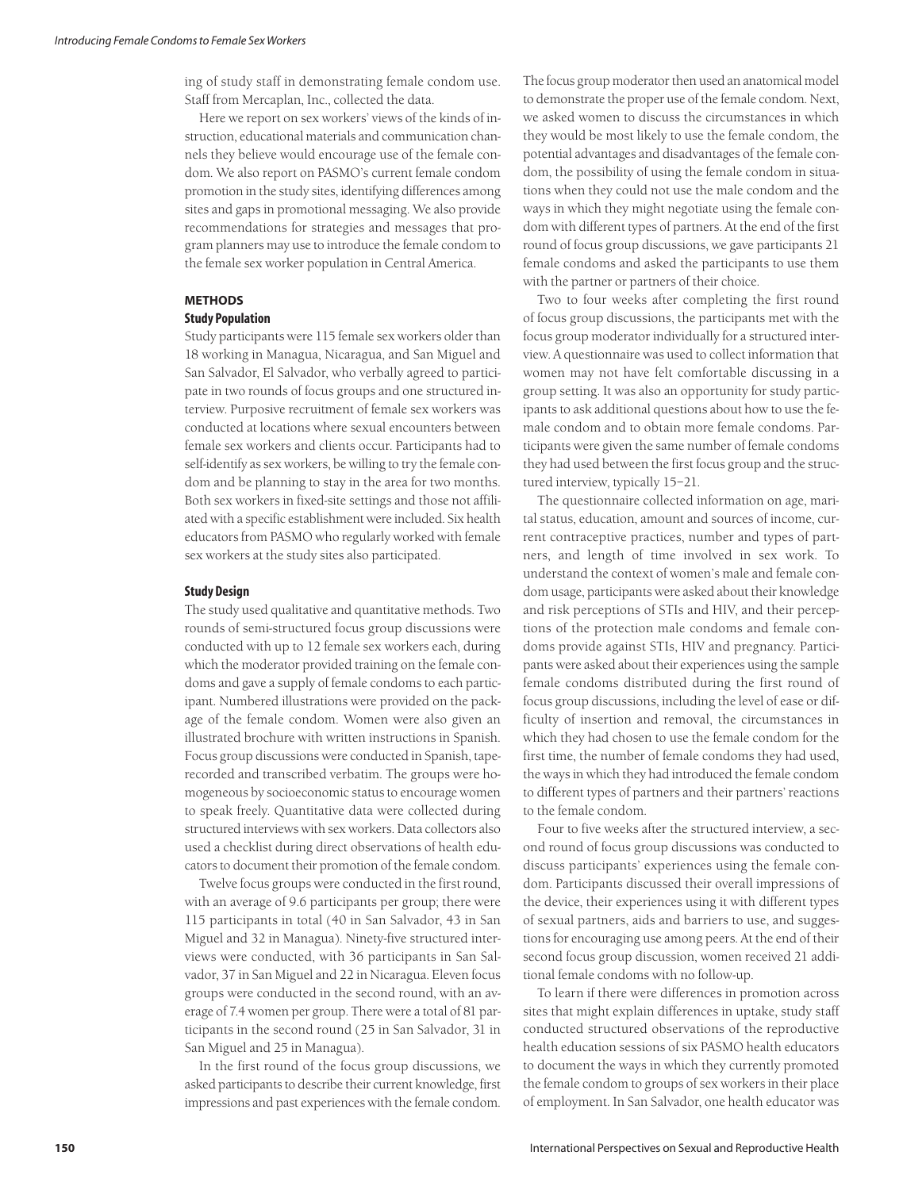ing of study staff in demonstrating female condom use. Staff from Mercaplan, Inc., collected the data.

Here we report on sex workers' views of the kinds of instruction, educational materials and communication channels they believe would encourage use of the female condom. We also report on PASMO's current female condom promotion in the study sites, identifying differences among sites and gaps in promotional messaging. We also provide recommendations for strategies and messages that program planners may use to introduce the female condom to the female sex worker population in Central America.

## METHODS

### Study Population

Study participants were 115 female sex workers older than 18 working in Managua, Nicaragua, and San Miguel and San Salvador, El Salvador, who verbally agreed to participate in two rounds of focus groups and one structured interview. Purposive recruitment of female sex workers was conducted at locations where sexual encounters between female sex workers and clients occur. Participants had to self-identify as sex workers, be willing to try the female condom and be planning to stay in the area for two months. Both sex workers in fixed-site settings and those not affiliated with a specific establishment were included. Six health educators from PASMO who regularly worked with female sex workers at the study sites also participated.

### Study Design

The study used qualitative and quantitative methods. Two rounds of semi-structured focus group discussions were conducted with up to 12 female sex workers each, during which the moderator provided training on the female condoms and gave a supply of female condoms to each participant. Numbered illustrations were provided on the package of the female condom. Women were also given an illustrated brochure with written instructions in Spanish. Focus group discussions were conducted in Spanish, tape-recorded and transcribed verbatim. The groups were homogeneous by socioeconomic status to encourage women to speak freely. Quantitative data were collected during structured interviews with sex workers. Data collectors also used a checklist during direct observations of health educators to document their promotion of the female condom.

Twelve focus groups were conducted in the first round, with an average of 9.6 participants per group; there were 115 participants in total (40 in San Salvador, 43 in San Miguel and 32 in Managua). Ninety-five structured interviews were conducted, with 36 participants in San Salvador, 37 in San Miguel and 22 in Nicaragua. Eleven focus groups were conducted in the second round, with an average of 7.4 women per group. There were a total of 81 participants in the second round (25 in San Salvador, 31 in San Miguel and 25 in Managua).

In the first round of the focus group discussions, we asked participants to describe their current knowledge, first impressions and past experiences with the female condom. The focus group moderator then used an anatomical model to demonstrate the proper use of the female condom. Next, we asked women to discuss the circumstances in which they would be most likely to use the female condom, the potential advantages and disadvantages of the female condom, the possibility of using the female condom in situations when they could not use the male condom and the ways in which they might negotiate using the female condom with different types of partners. At the end of the first round of focus group discussions, we gave participants 21 female condoms and asked the participants to use them with the partner or partners of their choice.

Two to four weeks after completing the first round of focus group discussions, the participants met with the focus group moderator individually for a structured interview. A questionnaire was used to collect information that women may not have felt comfortable discussing in a group setting. It was also an opportunity for study participants to ask additional questions about how to use the female condom and to obtain more female condoms. Participants were given the same number of female condoms they had used between the first focus group and the structured interview, typically 15–21.

The questionnaire collected information on age, marital status, education, amount and sources of income, current contraceptive practices, number and types of partners, and length of time involved in sex work. To understand the context of women's male and female condom usage, participants were asked about their knowledge and risk perceptions of STIs and HIV, and their perceptions of the protection male condoms and female condoms provide against STIs, HIV and pregnancy. Participants were asked about their experiences using the sample female condoms distributed during the first round of focus group discussions, including the level of ease or difficulty of insertion and removal, the circumstances in which they had chosen to use the female condom for the first time, the number of female condoms they had used, the ways in which they had introduced the female condom to different types of partners and their partners' reactions to the female condom.

Four to five weeks after the structured interview, a second round of focus group discussions was conducted to discuss participants' experiences using the female condom. Participants discussed their overall impressions of the device, their experiences using it with different types of sexual partners, aids and barriers to use, and suggestions for encouraging use among peers. At the end of their second focus group discussion, women received 21 additional female condoms with no follow-up.

To learn if there were differences in promotion across sites that might explain differences in uptake, study staff conducted structured observations of the reproductive health education sessions of six PASMO health educators to document the ways in which they currently promoted the female condom to groups of sex workers in their place of employment. In San Salvador, one health educator was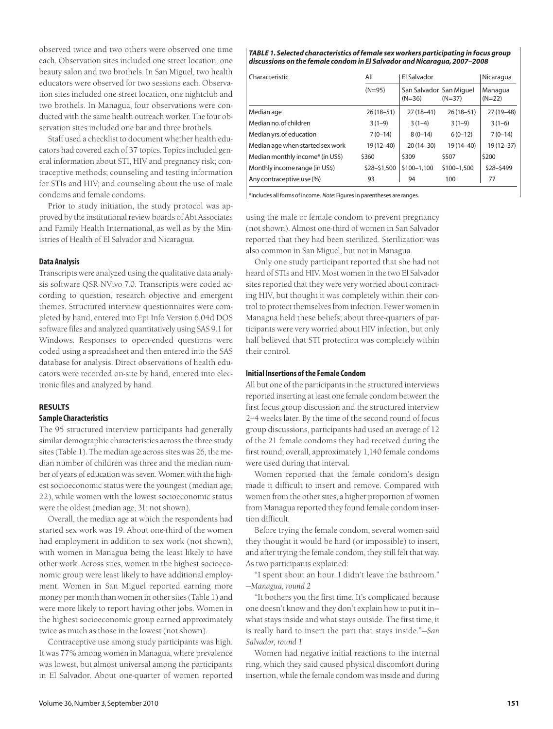observed twice and two others were observed one time each. Observation sites included one street location, one beauty salon and two brothels. In San Miguel, two health educators were observed for two sessions each. Observation sites included one street location, one nightclub and two brothels. In Managua, four observations were conducted with the same health outreach worker. The four observation sites included one bar and three brothels.

Staff used a checklist to document whether health educators had covered each of 37 topics. Topics included general information about STI, HIV and pregnancy risk; contraceptive methods; counseling and testing information for STIs and HIV; and counseling about the use of male condoms and female condoms.

Prior to study initiation, the study protocol was approved by the institutional review boards of Abt Associates and Family Health International, as well as by the Ministries of Health of El Salvador and Nicaragua.

### Data Analysis

Transcripts were analyzed using the qualitative data analysis software QSR NVivo 7.0. Transcripts were coded according to question, research objective and emergent themes. Structured interview questionnaires were completed by hand, entered into Epi Info Version 6.04d DOS software files and analyzed quantitatively using SAS 9.1 for Windows. Responses to open-ended questions were coded using a spreadsheet and then entered into the SAS database for analysis. Direct observations of health educators were recorded on-site by hand, entered into electronic files and analyzed by hand.

## RESULTS

### Sample Characteristics

The 95 structured interview participants had generally similar demographic characteristics across the three study sites (Table 1). The median age across sites was 26, the median number of children was three and the median number of years of education was seven. Women with the highest socioeconomic status were the youngest (median age, 22), while women with the lowest socioeconomic status were the oldest (median age, 31; not shown).

Overall, the median age at which the respondents had started sex work was 19. About one-third of the women had employment in addition to sex work (not shown), with women in Managua being the least likely to have other work. Across sites, women in the highest socioeconomic group were least likely to have additional employment. Women in San Miguel reported earning more money per month than women in other sites (Table 1) and were more likely to report having other jobs. Women in the highest socioeconomic group earned approximately twice as much as those in the lowest (not shown).

Contraceptive use among study participants was high. It was 77% among women in Managua, where prevalence was lowest, but almost universal among the participants in El Salvador. About one-quarter of women reported using the male or female condom to prevent pregnancy (not shown). Almost one-third of women in San Salvador reported that they had been sterilized. Sterilization was also common in San Miguel, but not in Managua.

**TABLE 1. Selected characteristics of female sex workers participating in focus group discussions on the female condom in El Salvador and Nicaragua, 2007–2008**

| Characteristic | All | El Salvador | | Nicaragua |
|---|---|---|---|---|
| | (N=95) | San Salvador (N=36) | San Miguel (N=37) | Managua (N=22) |
| Median age | 26 (18–51) | 27 (18–41) | 26 (18–51) | 27 (19–48) |
| Median no. of children | 3 (1–9) | 3 (1–4) | 3 (1–9) | 3 (1–6) |
| Median yrs. of education | 7 (0–14) | 8 (0–14) | 6 (0–12) | 7 (0–14) |
| Median age when started sex work | 19 (12–40) | 20 (14–30) | 19 (14–40) | 19 (12–37) |
| Median monthly income* (in US$) | $360 | $309 | $507 | $200 |
| Monthly income range (in US$) | $28–$1,500 | $100–1,100 | $100–1,500 | $28–$499 |
| Any contraceptive use (%) | 93 | 94 | 100 | 77 |

*Includes all forms of income. *Note:* Figures in parentheses are ranges.

Only one study participant reported that she had not heard of STIs and HIV. Most women in the two El Salvador sites reported that they were very worried about contracting HIV, but thought it was completely within their control to protect themselves from infection. Fewer women in Managua held these beliefs; about three-quarters of participants were very worried about HIV infection, but only half believed that STI protection was completely within their control.

### Initial Insertions of the Female Condom

All but one of the participants in the structured interviews reported inserting at least one female condom between the first focus group discussion and the structured interview 2–4 weeks later. By the time of the second round of focus group discussions, participants had used an average of 12 of the 21 female condoms they had received during the first round; overall, approximately 1,140 female condoms were used during that interval.

Women reported that the female condom's design made it difficult to insert and remove. Compared with women from the other sites, a higher proportion of women from Managua reported they found female condom insertion difficult.

Before trying the female condom, several women said they thought it would be hard (or impossible) to insert, and after trying the female condom, they still felt that way. As two participants explained:

"I spent about an hour. I didn't leave the bathroom." —*Managua, round 2*

"It bothers you the first time. It's complicated because one doesn't know and they don't explain how to put it in—what stays inside and what stays outside. The first time, it is really hard to insert the part that stays inside."—*San Salvador, round 1*

Women had negative initial reactions to the internal ring, which they said caused physical discomfort during insertion, while the female condom was inside and during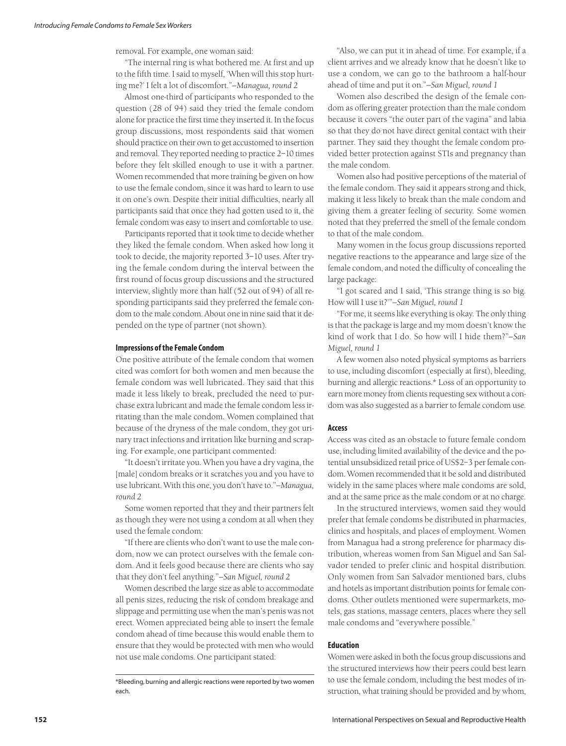removal. For example, one woman said:

"The internal ring is what bothered me. At first and up to the fifth time. I said to myself, 'When will this stop hurting me?' I felt a lot of discomfort."*—Managua, round 2*

Almost one-third of participants who responded to the question (28 of 94) said they tried the female condom alone for practice the first time they inserted it. In the focus group discussions, most respondents said that women should practice on their own to get accustomed to insertion and removal. They reported needing to practice 2–10 times before they felt skilled enough to use it with a partner. Women recommended that more training be given on how to use the female condom, since it was hard to learn to use it on one's own. Despite their initial difficulties, nearly all participants said that once they had gotten used to it, the female condom was easy to insert and comfortable to use.

Participants reported that it took time to decide whether they liked the female condom. When asked how long it took to decide, the majority reported 3–10 uses. After trying the female condom during the interval between the first round of focus group discussions and the structured interview, slightly more than half (52 out of 94) of all responding participants said they preferred the female condom to the male condom. About one in nine said that it depended on the type of partner (not shown).

#### Impressions of the Female Condom

One positive attribute of the female condom that women cited was comfort for both women and men because the female condom was well lubricated. They said that this made it less likely to break, precluded the need to purchase extra lubricant and made the female condom less irritating than the male condom. Women complained that because of the dryness of the male condom, they got urinary tract infections and irritation like burning and scraping. For example, one participant commented:

"It doesn't irritate you. When you have a dry vagina, the [male] condom breaks or it scratches you and you have to use lubricant. With this one, you don't have to."*—Managua, round 2*

Some women reported that they and their partners felt as though they were not using a condom at all when they used the female condom:

"If there are clients who don't want to use the male condom, now we can protect ourselves with the female condom. And it feels good because there are clients who say that they don't feel anything."*—San Miguel, round 2*

Women described the large size as able to accommodate all penis sizes, reducing the risk of condom breakage and slippage and permitting use when the man's penis was not erect. Women appreciated being able to insert the female condom ahead of time because this would enable them to ensure that they would be protected with men who would not use male condoms. One participant stated:

"Also, we can put it in ahead of time. For example, if a client arrives and we already know that he doesn't like to use a condom, we can go to the bathroom a half-hour ahead of time and put it on."*—San Miguel, round 1*

Women also described the design of the female condom as offering greater protection than the male condom because it covers "the outer part of the vagina" and labia so that they do not have direct genital contact with their partner. They said they thought the female condom provided better protection against STIs and pregnancy than the male condom.

Women also had positive perceptions of the material of the female condom. They said it appears strong and thick, making it less likely to break than the male condom and giving them a greater feeling of security. Some women noted that they preferred the smell of the female condom to that of the male condom.

Many women in the focus group discussions reported negative reactions to the appearance and large size of the female condom, and noted the difficulty of concealing the large package:

"I got scared and I said, 'This strange thing is so big. How will I use it?'"*—San Miguel, round 1*

"For me, it seems like everything is okay. The only thing is that the package is large and my mom doesn't know the kind of work that I do. So how will I hide them?"*—San Miguel, round 1*

A few women also noted physical symptoms as barriers to use, including discomfort (especially at first), bleeding, burning and allergic reactions.* Loss of an opportunity to earn more money from clients requesting sex without a condom was also suggested as a barrier to female condom use.

#### Access

Access was cited as an obstacle to future female condom use, including limited availability of the device and the potential unsubsidized retail price of US$2–3 per female condom. Women recommended that it be sold and distributed widely in the same places where male condoms are sold, and at the same price as the male condom or at no charge.

In the structured interviews, women said they would prefer that female condoms be distributed in pharmacies, clinics and hospitals, and places of employment. Women from Managua had a strong preference for pharmacy distribution, whereas women from San Miguel and San Salvador tended to prefer clinic and hospital distribution. Only women from San Salvador mentioned bars, clubs and hotels as important distribution points for female condoms. Other outlets mentioned were supermarkets, motels, gas stations, massage centers, places where they sell male condoms and "everywhere possible."

#### Education

Women were asked in both the focus group discussions and the structured interviews how their peers could best learn to use the female condom, including the best modes of instruction, what training should be provided and by whom,

*Bleeding, burning and allergic reactions were reported by two women each.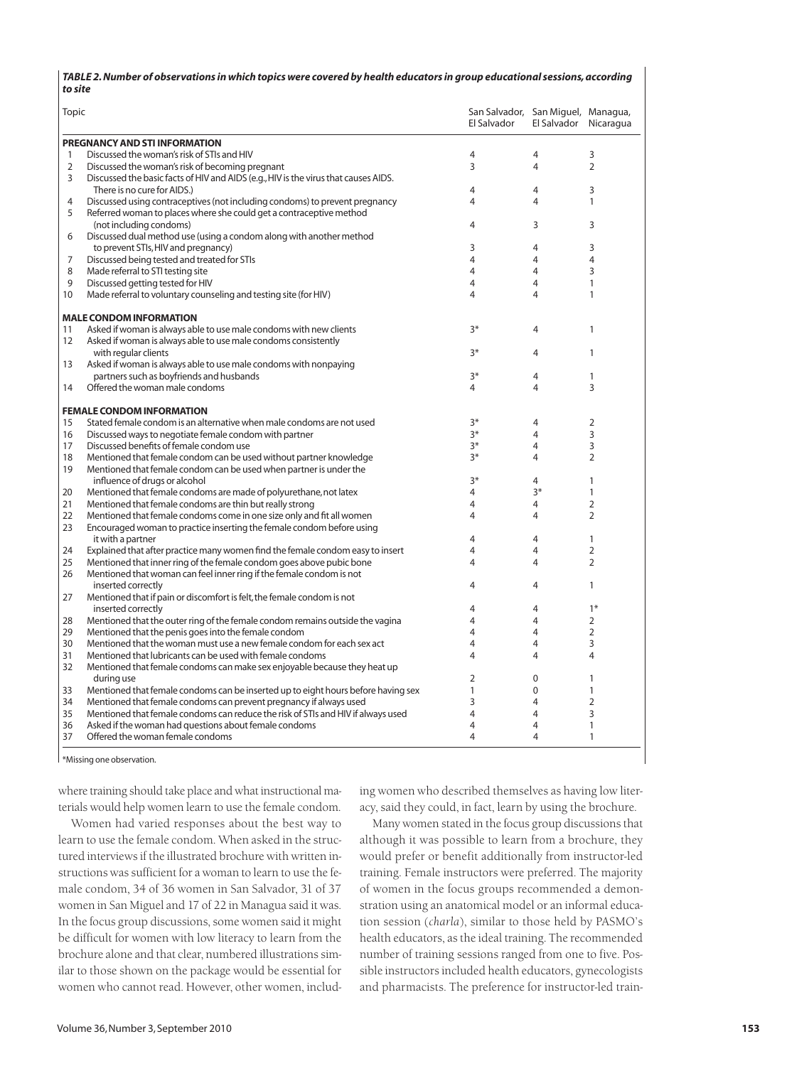***TABLE 2. Number of observations in which topics were covered by health educators in group educational sessions, according to site***

| | Topic | San Salvador, El Salvador | San Miguel, El Salvador | Managua, Nicaragua |
|---|---|---|---|---|
| | **PREGNANCY AND STI INFORMATION** | | | |
| 1 | Discussed the woman's risk of STIs and HIV | 4 | 4 | 3 |
| 2 | Discussed the woman's risk of becoming pregnant | 3 | 4 | 2 |
| 3 | Discussed the basic facts of HIV and AIDS (e.g., HIV is the virus that causes AIDS. There is no cure for AIDS.) | 4 | 4 | 3 |
| 4 | Discussed using contraceptives (not including condoms) to prevent pregnancy | 4 | 4 | 1 |
| 5 | Referred woman to places where she could get a contraceptive method (not including condoms) | 4 | 3 | 3 |
| 6 | Discussed dual method use (using a condom along with another method to prevent STIs, HIV and pregnancy) | 3 | 4 | 3 |
| 7 | Discussed being tested and treated for STIs | 4 | 4 | 4 |
| 8 | Made referral to STI testing site | 4 | 4 | 3 |
| 9 | Discussed getting tested for HIV | 4 | 4 | 1 |
| 10 | Made referral to voluntary counseling and testing site (for HIV) | 4 | 4 | 1 |
| | **MALE CONDOM INFORMATION** | | | |
| 11 | Asked if woman is always able to use male condoms with new clients | 3* | 4 | 1 |
| 12 | Asked if woman is always able to use male condoms consistently with regular clients | 3* | 4 | 1 |
| 13 | Asked if woman is always able to use male condoms with nonpaying partners such as boyfriends and husbands | 3* | 4 | 1 |
| 14 | Offered the woman male condoms | 4 | 4 | 3 |
| | **FEMALE CONDOM INFORMATION** | | | |
| 15 | Stated female condom is an alternative when male condoms are not used | 3* | 4 | 2 |
| 16 | Discussed ways to negotiate female condom with partner | 3* | 4 | 3 |
| 17 | Discussed benefits of female condom use | 3* | 4 | 3 |
| 18 | Mentioned that female condom can be used without partner knowledge | 3* | 4 | 2 |
| 19 | Mentioned that female condom can be used when partner is under the influence of drugs or alcohol | 3* | 4 | 1 |
| 20 | Mentioned that female condoms are made of polyurethane, not latex | 4 | 3* | 1 |
| 21 | Mentioned that female condoms are thin but really strong | 4 | 4 | 2 |
| 22 | Mentioned that female condoms come in one size only and fit all women | 4 | 4 | 2 |
| 23 | Encouraged woman to practice inserting the female condom before using it with a partner | 4 | 4 | 1 |
| 24 | Explained that after practice many women find the female condom easy to insert | 4 | 4 | 2 |
| 25 | Mentioned that inner ring of the female condom goes above pubic bone | 4 | 4 | 2 |
| 26 | Mentioned that woman can feel inner ring if the female condom is not inserted correctly | 4 | 4 | 1 |
| 27 | Mentioned that if pain or discomfort is felt, the female condom is not inserted correctly | 4 | 4 | 1* |
| 28 | Mentioned that the outer ring of the female condom remains outside the vagina | 4 | 4 | 2 |
| 29 | Mentioned that the penis goes into the female condom | 4 | 4 | 2 |
| 30 | Mentioned that the woman must use a new female condom for each sex act | 4 | 4 | 3 |
| 31 | Mentioned that lubricants can be used with female condoms | 4 | 4 | 4 |
| 32 | Mentioned that female condoms can make sex enjoyable because they heat up during use | 2 | 0 | 1 |
| 33 | Mentioned that female condoms can be inserted up to eight hours before having sex | 1 | 0 | 1 |
| 34 | Mentioned that female condoms can prevent pregnancy if always used | 3 | 4 | 2 |
| 35 | Mentioned that female condoms can reduce the risk of STIs and HIV if always used | 4 | 4 | 3 |
| 36 | Asked if the woman had questions about female condoms | 4 | 4 | 1 |
| 37 | Offered the woman female condoms | 4 | 4 | 1 |

*Missing one observation.

where training should take place and what instructional materials would help women learn to use the female condom.

Women had varied responses about the best way to learn to use the female condom. When asked in the structured interviews if the illustrated brochure with written instructions was sufficient for a woman to learn to use the female condom, 34 of 36 women in San Salvador, 31 of 37 women in San Miguel and 17 of 22 in Managua said it was. In the focus group discussions, some women said it might be difficult for women with low literacy to learn from the brochure alone and that clear, numbered illustrations similar to those shown on the package would be essential for women who cannot read. However, other women, including women who described themselves as having low literacy, said they could, in fact, learn by using the brochure.

Many women stated in the focus group discussions that although it was possible to learn from a brochure, they would prefer or benefit additionally from instructor-led training. Female instructors were preferred. The majority of women in the focus groups recommended a demonstration using an anatomical model or an informal education session (*charla*), similar to those held by PASMO's health educators, as the ideal training. The recommended number of training sessions ranged from one to five. Possible instructors included health educators, gynecologists and pharmacists. The preference for instructor-led train-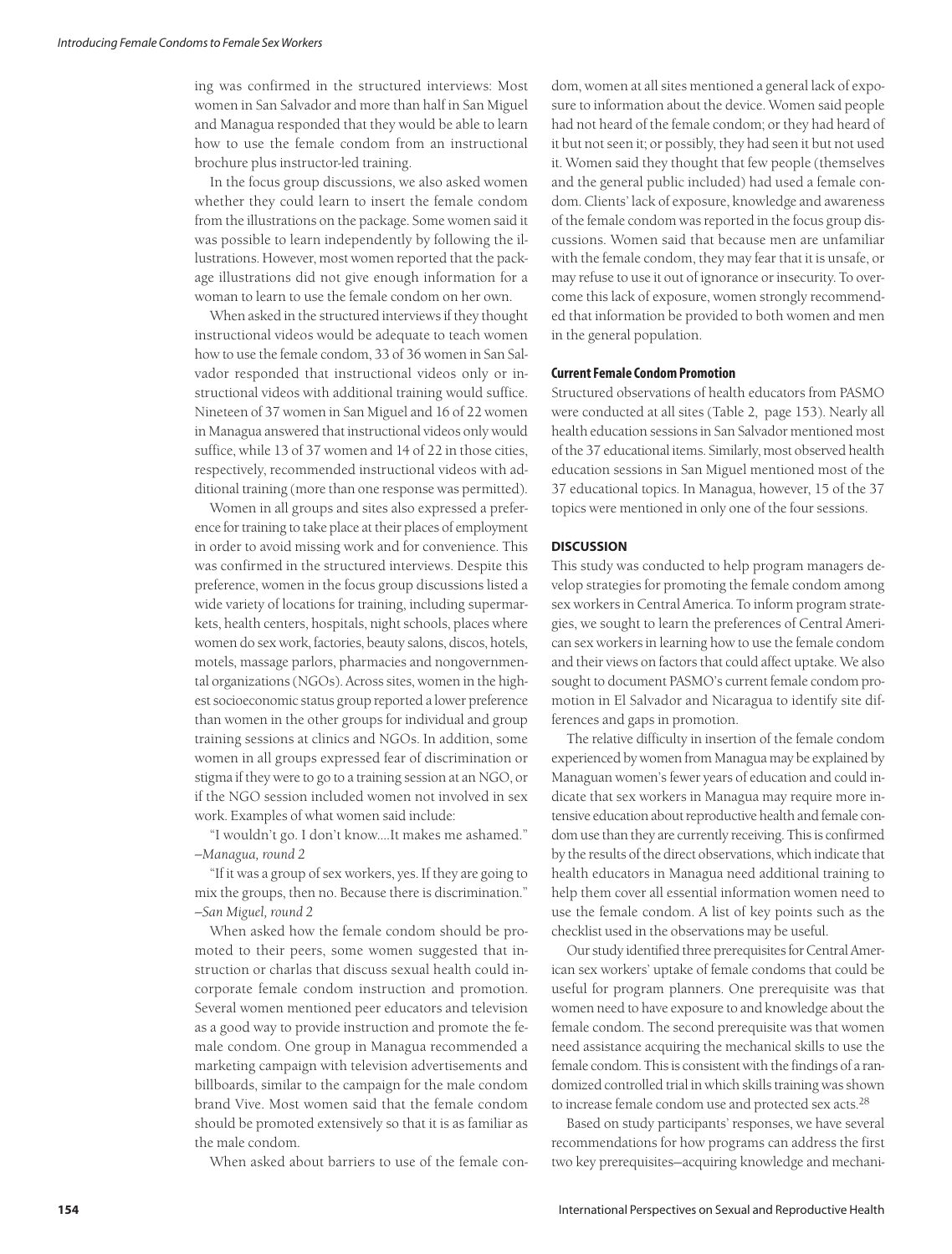ing was confirmed in the structured interviews: Most women in San Salvador and more than half in San Miguel and Managua responded that they would be able to learn how to use the female condom from an instructional brochure plus instructor-led training.

In the focus group discussions, we also asked women whether they could learn to insert the female condom from the illustrations on the package. Some women said it was possible to learn independently by following the illustrations. However, most women reported that the package illustrations did not give enough information for a woman to learn to use the female condom on her own.

When asked in the structured interviews if they thought instructional videos would be adequate to teach women how to use the female condom, 33 of 36 women in San Salvador responded that instructional videos only or instructional videos with additional training would suffice. Nineteen of 37 women in San Miguel and 16 of 22 women in Managua answered that instructional videos only would suffice, while 13 of 37 women and 14 of 22 in those cities, respectively, recommended instructional videos with additional training (more than one response was permitted).

Women in all groups and sites also expressed a preference for training to take place at their places of employment in order to avoid missing work and for convenience. This was confirmed in the structured interviews. Despite this preference, women in the focus group discussions listed a wide variety of locations for training, including supermarkets, health centers, hospitals, night schools, places where women do sex work, factories, beauty salons, discos, hotels, motels, massage parlors, pharmacies and nongovernmental organizations (NGOs). Across sites, women in the highest socioeconomic status group reported a lower preference than women in the other groups for individual and group training sessions at clinics and NGOs. In addition, some women in all groups expressed fear of discrimination or stigma if they were to go to a training session at an NGO, or if the NGO session included women not involved in sex work. Examples of what women said include:

"I wouldn't go. I don't know....It makes me ashamed." *–Managua, round 2*

"If it was a group of sex workers, yes. If they are going to mix the groups, then no. Because there is discrimination." *–San Miguel, round 2*

When asked how the female condom should be promoted to their peers, some women suggested that instruction or charlas that discuss sexual health could incorporate female condom instruction and promotion. Several women mentioned peer educators and television as a good way to provide instruction and promote the female condom. One group in Managua recommended a marketing campaign with television advertisements and billboards, similar to the campaign for the male condom brand Vive. Most women said that the female condom should be promoted extensively so that it is as familiar as the male condom.

When asked about barriers to use of the female condom, women at all sites mentioned a general lack of exposure to information about the device. Women said people had not heard of the female condom; or they had heard of it but not seen it; or possibly, they had seen it but not used it. Women said they thought that few people (themselves and the general public included) had used a female condom. Clients' lack of exposure, knowledge and awareness of the female condom was reported in the focus group discussions. Women said that because men are unfamiliar with the female condom, they may fear that it is unsafe, or may refuse to use it out of ignorance or insecurity. To overcome this lack of exposure, women strongly recommended that information be provided to both women and men in the general population.

### Current Female Condom Promotion

Structured observations of health educators from PASMO were conducted at all sites (Table 2, page 153). Nearly all health education sessions in San Salvador mentioned most of the 37 educational items. Similarly, most observed health education sessions in San Miguel mentioned most of the 37 educational topics. In Managua, however, 15 of the 37 topics were mentioned in only one of the four sessions.

## DISCUSSION

This study was conducted to help program managers develop strategies for promoting the female condom among sex workers in Central America. To inform program strategies, we sought to learn the preferences of Central American sex workers in learning how to use the female condom and their views on factors that could affect uptake. We also sought to document PASMO's current female condom promotion in El Salvador and Nicaragua to identify site differences and gaps in promotion.

The relative difficulty in insertion of the female condom experienced by women from Managua may be explained by Managuan women's fewer years of education and could indicate that sex workers in Managua may require more intensive education about reproductive health and female condom use than they are currently receiving. This is confirmed by the results of the direct observations, which indicate that health educators in Managua need additional training to help them cover all essential information women need to use the female condom. A list of key points such as the checklist used in the observations may be useful.

Our study identified three prerequisites for Central American sex workers' uptake of female condoms that could be useful for program planners. One prerequisite was that women need to have exposure to and knowledge about the female condom. The second prerequisite was that women need assistance acquiring the mechanical skills to use the female condom. This is consistent with the findings of a randomized controlled trial in which skills training was shown to increase female condom use and protected sex acts.[28]

Based on study participants' responses, we have several recommendations for how programs can address the first two key prerequisites—acquiring knowledge and mechani-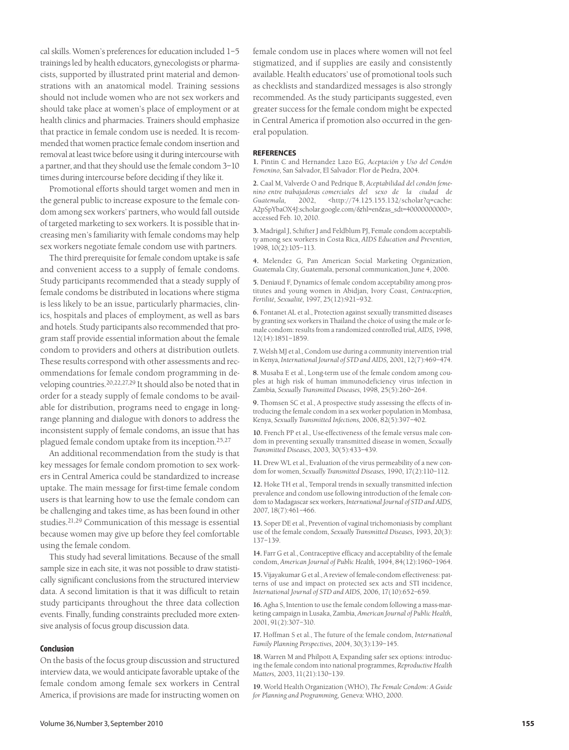cal skills. Women's preferences for education included 1–5 trainings led by health educators, gynecologists or pharmacists, supported by illustrated print material and demonstrations with an anatomical model. Training sessions should not include women who are not sex workers and should take place at women's place of employment or at health clinics and pharmacies. Trainers should emphasize that practice in female condom use is needed. It is recommended that women practice female condom insertion and removal at least twice before using it during intercourse with a partner, and that they should use the female condom 3–10 times during intercourse before deciding if they like it.

Promotional efforts should target women and men in the general public to increase exposure to the female condom among sex workers' partners, who would fall outside of targeted marketing to sex workers. It is possible that increasing men's familiarity with female condoms may help sex workers negotiate female condom use with partners.

The third prerequisite for female condom uptake is safe and convenient access to a supply of female condoms. Study participants recommended that a steady supply of female condoms be distributed in locations where stigma is less likely to be an issue, particularly pharmacies, clinics, hospitals and places of employment, as well as bars and hotels. Study participants also recommended that program staff provide essential information about the female condom to providers and others at distribution outlets. These results correspond with other assessments and recommendations for female condom programming in developing countries.[20,22,27,29] It should also be noted that in order for a steady supply of female condoms to be available for distribution, programs need to engage in long-range planning and dialogue with donors to address the inconsistent supply of female condoms, an issue that has plagued female condom uptake from its inception.[25,27]

An additional recommendation from the study is that key messages for female condom promotion to sex workers in Central America could be standardized to increase uptake. The main message for first-time female condom users is that learning how to use the female condom can be challenging and takes time, as has been found in other studies.[21,29] Communication of this message is essential because women may give up before they feel comfortable using the female condom.

This study had several limitations. Because of the small sample size in each site, it was not possible to draw statistically significant conclusions from the structured interview data. A second limitation is that it was difficult to retain study participants throughout the three data collection events. Finally, funding constraints precluded more extensive analysis of focus group discussion data.

## Conclusion

On the basis of the focus group discussion and structured interview data, we would anticipate favorable uptake of the female condom among female sex workers in Central America, if provisions are made for instructing women on female condom use in places where women will not feel stigmatized, and if supplies are easily and consistently available. Health educators' use of promotional tools such as checklists and standardized messages is also strongly recommended. As the study participants suggested, even greater success for the female condom might be expected in Central America if promotion also occurred in the general population.

## REFERENCES

**1.** Pintin C and Hernandez Lazo EG, *Aceptación y Uso del Condón Femenino*, San Salvador, El Salvador: Flor de Piedra, 2004.

**2.** Caal M, Valverde O and Pedrique B, *Aceptabilidad del condón femenino entre trabajadoras comerciales del sexo de la ciudad de Guatemala,* 2002, <http://74.125.155.132/scholar?q=cache:A2pSpYbaOX4J:scholar.google.com/&hl=en&as_sdt=40000000000>, accessed Feb. 10, 2010.

**3.** Madrigal J, Schifter J and Feldblum PJ, Female condom acceptability among sex workers in Costa Rica, *AIDS Education and Prevention,* 1998, 10(2):105–113.

**4.** Melendez G, Pan American Social Marketing Organization, Guatemala City, Guatemala, personal communication, June 4, 2006.

**5.** Deniaud F, Dynamics of female condom acceptability among prostitutes and young women in Abidjan, Ivory Coast, *Contraception, Fertilité, Sexualité,* 1997, 25(12):921–932.

**6.** Fontanet AL et al., Protection against sexually transmitted diseases by granting sex workers in Thailand the choice of using the male or female condom: results from a randomized controlled trial, *AIDS,* 1998, 12(14):1851–1859.

**7.** Welsh MJ et al., Condom use during a community intervention trial in Kenya, *International Journal of STD and AIDS,* 2001, 12(7):469–474.

**8.** Musaba E et al., Long-term use of the female condom among couples at high risk of human immunodeficiency virus infection in Zambia, *Sexually Transmitted Diseases,* 1998, 25(5):260–264.

**9.** Thomsen SC et al., A prospective study assessing the effects of introducing the female condom in a sex worker population in Mombasa, Kenya, *Sexually Transmitted Infections,* 2006, 82(5):397–402.

**10.** French PP et al., Use-effectiveness of the female versus male condom in preventing sexually transmitted disease in women, *Sexually Transmitted Diseases,* 2003, 30(5):433–439.

**11.** Drew WL et al., Evaluation of the virus permeability of a new condom for women, *Sexually Transmitted Diseases,* 1990, 17(2):110–112.

**12.** Hoke TH et al., Temporal trends in sexually transmitted infection prevalence and condom use following introduction of the female condom to Madagascar sex workers, *International Journal of STD and AIDS,* 2007, 18(7):461–466.

**13.** Soper DE et al., Prevention of vaginal trichomoniasis by compliant use of the female condom, *Sexually Transmitted Diseases,* 1993, 20(3): 137–139.

**14.** Farr G et al., Contraceptive efficacy and acceptability of the female condom, *American Journal of Public Health,* 1994, 84(12):1960–1964.

**15.** Vijayakumar G et al., A review of female-condom effectiveness: patterns of use and impact on protected sex acts and STI incidence, *International Journal of STD and AIDS,* 2006, 17(10):652–659.

**16.** Agha S, Intention to use the female condom following a mass-marketing campaign in Lusaka, Zambia, *American Journal of Public Health,* 2001, 91(2):307–310.

**17.** Hoffman S et al., The future of the female condom, *International Family Planning Perspectives,* 2004, 30(3):139–145.

**18.** Warren M and Philpott A, Expanding safer sex options: introducing the female condom into national programmes, *Reproductive Health Matters,* 2003, 11(21):130–139.

**19.** World Health Organization (WHO), *The Female Condom: A Guide for Planning and Programming,* Geneva: WHO, 2000.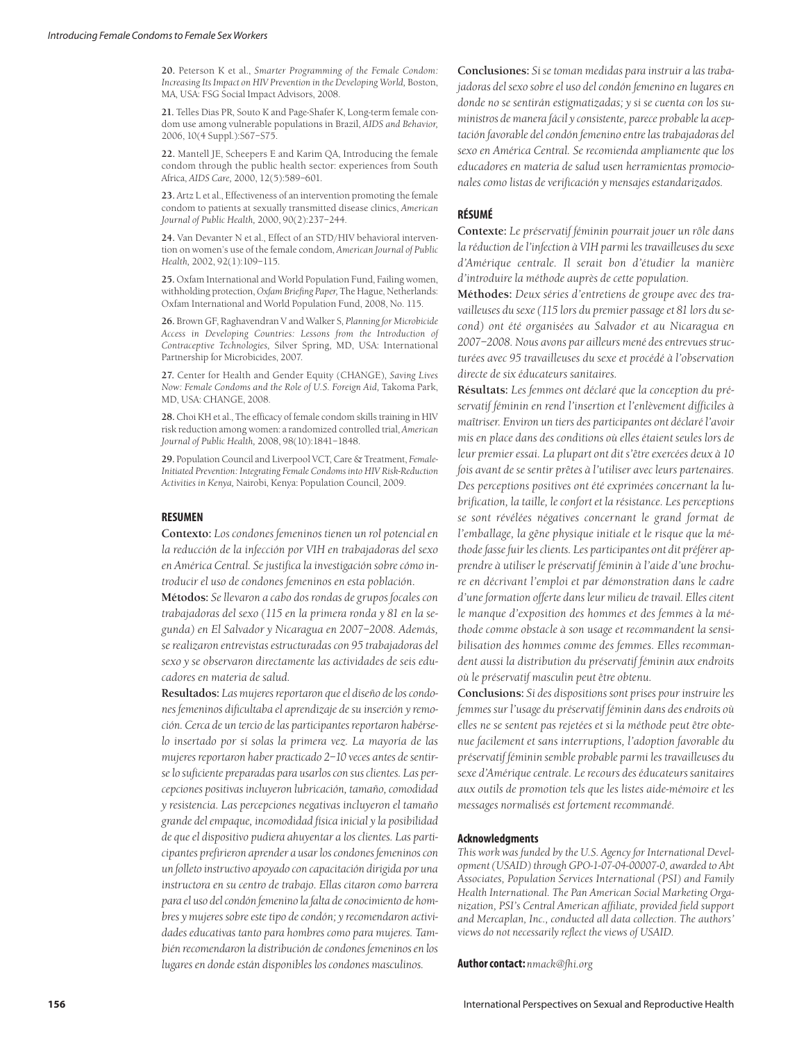20. Peterson K et al., *Smarter Programming of the Female Condom: Increasing Its Impact on HIV Prevention in the Developing World,* Boston, MA, USA: FSG Social Impact Advisors, 2008.

21. Telles Dias PR, Souto K and Page-Shafer K, Long-term female condom use among vulnerable populations in Brazil, *AIDS and Behavior,* 2006, 10(4 Suppl.):S67–S75.

22. Mantell JE, Scheepers E and Karim QA, Introducing the female condom through the public health sector: experiences from South Africa, *AIDS Care,* 2000, 12(5):589–601.

23. Artz L et al., Effectiveness of an intervention promoting the female condom to patients at sexually transmitted disease clinics, *American Journal of Public Health,* 2000, 90(2):237–244.

24. Van Devanter N et al., Effect of an STD/HIV behavioral intervention on women's use of the female condom, *American Journal of Public Health,* 2002, 92(1):109–115.

25. Oxfam International and World Population Fund, Failing women, withholding protection, *Oxfam Briefing Paper,* The Hague, Netherlands: Oxfam International and World Population Fund, 2008, No. 115.

26. Brown GF, Raghavendran V and Walker S, *Planning for Microbicide Access in Developing Countries: Lessons from the Introduction of Contraceptive Technologies,* Silver Spring, MD, USA: International Partnership for Microbicides, 2007.

27. Center for Health and Gender Equity (CHANGE), *Saving Lives Now: Female Condoms and the Role of U.S. Foreign Aid,* Takoma Park, MD, USA: CHANGE, 2008.

28. Choi KH et al., The efficacy of female condom skills training in HIV risk reduction among women: a randomized controlled trial, *American Journal of Public Health,* 2008, 98(10):1841–1848.

29. Population Council and Liverpool VCT, Care & Treatment, *Female-Initiated Prevention: Integrating Female Condoms into HIV Risk-Reduction Activities in Kenya,* Nairobi, Kenya: Population Council, 2009.

## RESUMEN

**Contexto:** *Los condones femeninos tienen un rol potencial en la reducción de la infección por VIH en trabajadoras del sexo en América Central. Se justifica la investigación sobre cómo introducir el uso de condones femeninos en esta población.*

**Métodos:** *Se llevaron a cabo dos rondas de grupos focales con trabajadoras del sexo (115 en la primera ronda y 81 en la segunda) en El Salvador y Nicaragua en 2007–2008. Además, se realizaron entrevistas estructuradas con 95 trabajadoras del sexo y se observaron directamente las actividades de seis educadores en materia de salud.*

**Resultados:** *Las mujeres reportaron que el diseño de los condones femeninos dificultaba el aprendizaje de su inserción y remoción. Cerca de un tercio de las participantes reportaron habérselo insertado por sí solas la primera vez. La mayoría de las mujeres reportaron haber practicado 2–10 veces antes de sentirse lo suficiente preparadas para usarlos con sus clientes. Las percepciones positivas incluyeron lubricación, tamaño, comodidad y resistencia. Las percepciones negativas incluyeron el tamaño grande del empaque, incomodidad física inicial y la posibilidad de que el dispositivo pudiera ahuyentar a los clientes. Las participantes prefirieron aprender a usar los condones femeninos con un folleto instructivo apoyado con capacitación dirigida por una instructora en su centro de trabajo. Ellas citaron como barrera para el uso del condón femenino la falta de conocimiento de hombres y mujeres sobre este tipo de condón; y recomendaron actividades educativas tanto para hombres como para mujeres. También recomendaron la distribución de condones femeninos en los lugares en donde están disponibles los condones masculinos.*

**Conclusiones:** *Si se toman medidas para instruir a las trabajadoras del sexo sobre el uso del condón femenino en lugares en donde no se sentirán estigmatizadas; y si se cuenta con los suministros de manera fácil y consistente, parece probable la aceptación favorable del condón femenino entre las trabajadoras del sexo en América Central. Se recomienda ampliamente que los educadores en materia de salud usen herramientas promocionales como listas de verificación y mensajes estandarizados.*

## RÉSUMÉ

**Contexte:** *Le préservatif féminin pourrait jouer un rôle dans la réduction de l'infection à VIH parmi les travailleuses du sexe d'Amérique centrale. Il serait bon d'étudier la manière d'introduire la méthode auprès de cette population.*

**Méthodes:** *Deux séries d'entretiens de groupe avec des travailleuses du sexe (115 lors du premier passage et 81 lors du second) ont été organisées au Salvador et au Nicaragua en 2007–2008. Nous avons par ailleurs mené des entrevues structurées avec 95 travailleuses du sexe et procédé à l'observation directe de six éducateurs sanitaires.*

**Résultats:** *Les femmes ont déclaré que la conception du préservatif féminin en rend l'insertion et l'enlèvement difficiles à maîtriser. Environ un tiers des participantes ont déclaré l'avoir mis en place dans des conditions où elles étaient seules lors de leur premier essai. La plupart ont dit s'être exercées deux à 10 fois avant de se sentir prêtes à l'utiliser avec leurs partenaires. Des perceptions positives ont été exprimées concernant la lubrification, la taille, le confort et la résistance. Les perceptions se sont révélées négatives concernant le grand format de l'emballage, la gêne physique initiale et le risque que la méthode fasse fuir les clients. Les participantes ont dit préférer apprendre à utiliser le préservatif féminin à l'aide d'une brochure en décrivant l'emploi et par démonstration dans le cadre d'une formation offerte dans leur milieu de travail. Elles citent le manque d'exposition des hommes et des femmes à la méthode comme obstacle à son usage et recommandent la sensibilisation des hommes comme des femmes. Elles recommandent aussi la distribution du préservatif féminin aux endroits où le préservatif masculin peut être obtenu.*

**Conclusions:** *Si des dispositions sont prises pour instruire les femmes sur l'usage du préservatif féminin dans des endroits où elles ne se sentent pas rejetées et si la méthode peut être obtenue facilement et sans interruptions, l'adoption favorable du préservatif féminin semble probable parmi les travailleuses du sexe d'Amérique centrale. Le recours des éducateurs sanitaires aux outils de promotion tels que les listes aide-mémoire et les messages normalisés est fortement recommandé.*

### Acknowledgments

*This work was funded by the U.S. Agency for International Development (USAID) through GPO-1-07-04-00007-0, awarded to Abt Associates, Population Services International (PSI) and Family Health International. The Pan American Social Marketing Organization, PSI's Central American affiliate, provided field support and Mercaplan, Inc., conducted all data collection. The authors' views do not necessarily reflect the views of USAID.*

**Author contact:** *nmack@fhi.org*